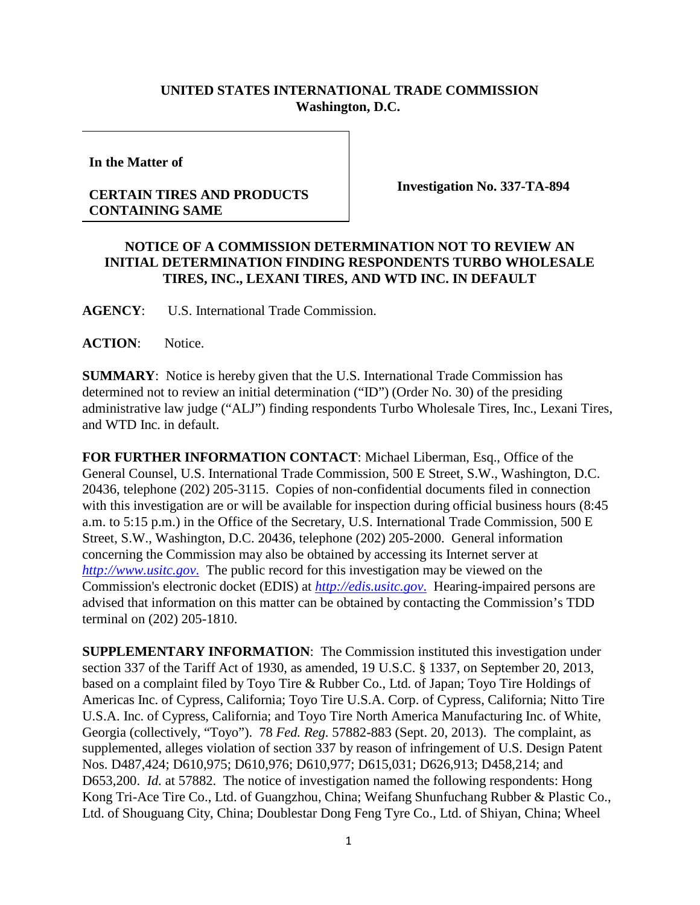**UNITED STATES INTERNATIONAL TRADE COMMISSION**
**Washington, D.C.**

| **In the Matter of**<br><br>**CERTAIN TIRES AND PRODUCTS CONTAINING SAME** | **Investigation No. 337-TA-894** |
|---|---|

## NOTICE OF A COMMISSION DETERMINATION NOT TO REVIEW AN INITIAL DETERMINATION FINDING RESPONDENTS TURBO WHOLESALE TIRES, INC., LEXANI TIRES, AND WTD INC. IN DEFAULT

**AGENCY**: U.S. International Trade Commission.

**ACTION**: Notice.

**SUMMARY**: Notice is hereby given that the U.S. International Trade Commission has determined not to review an initial determination ("ID") (Order No. 30) of the presiding administrative law judge ("ALJ") finding respondents Turbo Wholesale Tires, Inc., Lexani Tires, and WTD Inc. in default.

**FOR FURTHER INFORMATION CONTACT**: Michael Liberman, Esq., Office of the General Counsel, U.S. International Trade Commission, 500 E Street, S.W., Washington, D.C. 20436, telephone (202) 205-3115. Copies of non-confidential documents filed in connection with this investigation are or will be available for inspection during official business hours (8:45 a.m. to 5:15 p.m.) in the Office of the Secretary, U.S. International Trade Commission, 500 E Street, S.W., Washington, D.C. 20436, telephone (202) 205-2000. General information concerning the Commission may also be obtained by accessing its Internet server at *http://www.usitc.gov.* The public record for this investigation may be viewed on the Commission's electronic docket (EDIS) at *http://edis.usitc.gov.* Hearing-impaired persons are advised that information on this matter can be obtained by contacting the Commission's TDD terminal on (202) 205-1810.

**SUPPLEMENTARY INFORMATION**: The Commission instituted this investigation under section 337 of the Tariff Act of 1930, as amended, 19 U.S.C. § 1337, on September 20, 2013, based on a complaint filed by Toyo Tire & Rubber Co., Ltd. of Japan; Toyo Tire Holdings of Americas Inc. of Cypress, California; Toyo Tire U.S.A. Corp. of Cypress, California; Nitto Tire U.S.A. Inc. of Cypress, California; and Toyo Tire North America Manufacturing Inc. of White, Georgia (collectively, "Toyo"). 78 *Fed. Reg.* 57882-883 (Sept. 20, 2013). The complaint, as supplemented, alleges violation of section 337 by reason of infringement of U.S. Design Patent Nos. D487,424; D610,975; D610,976; D610,977; D615,031; D626,913; D458,214; and D653,200. *Id.* at 57882. The notice of investigation named the following respondents: Hong Kong Tri-Ace Tire Co., Ltd. of Guangzhou, China; Weifang Shunfuchang Rubber & Plastic Co., Ltd. of Shouguang City, China; Doublestar Dong Feng Tyre Co., Ltd. of Shiyan, China; Wheel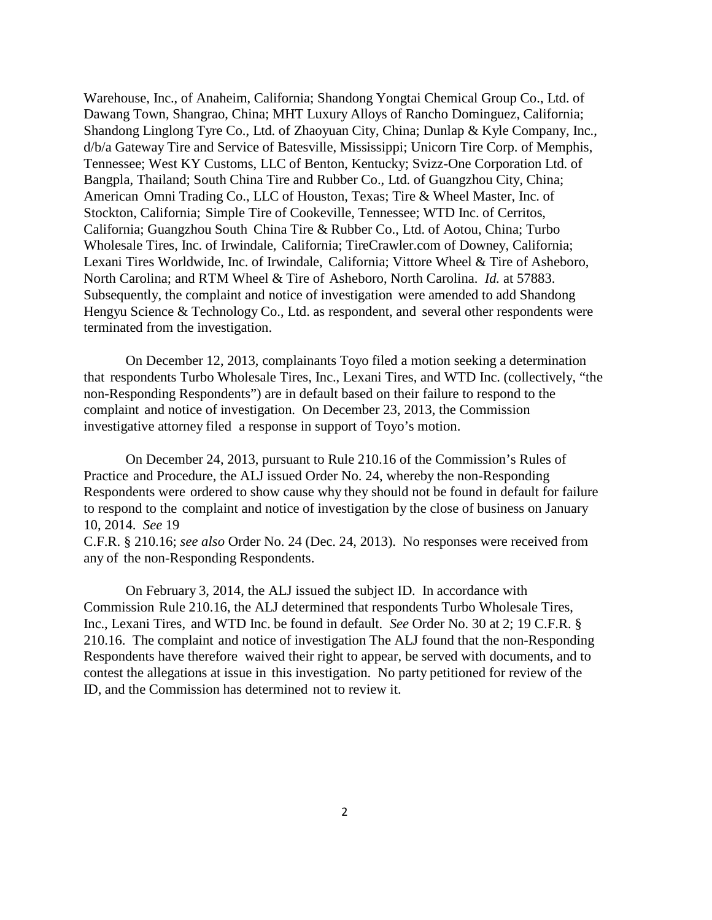Warehouse, Inc., of Anaheim, California; Shandong Yongtai Chemical Group Co., Ltd. of Dawang Town, Shangrao, China; MHT Luxury Alloys of Rancho Dominguez, California; Shandong Linglong Tyre Co., Ltd. of Zhaoyuan City, China; Dunlap & Kyle Company, Inc., d/b/a Gateway Tire and Service of Batesville, Mississippi; Unicorn Tire Corp. of Memphis, Tennessee; West KY Customs, LLC of Benton, Kentucky; Svizz-One Corporation Ltd. of Bangpla, Thailand; South China Tire and Rubber Co., Ltd. of Guangzhou City, China; American Omni Trading Co., LLC of Houston, Texas; Tire & Wheel Master, Inc. of Stockton, California; Simple Tire of Cookeville, Tennessee; WTD Inc. of Cerritos, California; Guangzhou South China Tire & Rubber Co., Ltd. of Aotou, China; Turbo Wholesale Tires, Inc. of Irwindale, California; TireCrawler.com of Downey, California; Lexani Tires Worldwide, Inc. of Irwindale, California; Vittore Wheel & Tire of Asheboro, North Carolina; and RTM Wheel & Tire of Asheboro, North Carolina. *Id.* at 57883. Subsequently, the complaint and notice of investigation were amended to add Shandong Hengyu Science & Technology Co., Ltd. as respondent, and several other respondents were terminated from the investigation.

On December 12, 2013, complainants Toyo filed a motion seeking a determination that respondents Turbo Wholesale Tires, Inc., Lexani Tires, and WTD Inc. (collectively, "the non-Responding Respondents") are in default based on their failure to respond to the complaint and notice of investigation. On December 23, 2013, the Commission investigative attorney filed a response in support of Toyo's motion.

On December 24, 2013, pursuant to Rule 210.16 of the Commission's Rules of Practice and Procedure, the ALJ issued Order No. 24, whereby the non-Responding Respondents were ordered to show cause why they should not be found in default for failure to respond to the complaint and notice of investigation by the close of business on January 10, 2014. *See* 19 C.F.R. § 210.16; *see also* Order No. 24 (Dec. 24, 2013). No responses were received from any of the non-Responding Respondents.

On February 3, 2014, the ALJ issued the subject ID. In accordance with Commission Rule 210.16, the ALJ determined that respondents Turbo Wholesale Tires, Inc., Lexani Tires, and WTD Inc. be found in default. *See* Order No. 30 at 2; 19 C.F.R. § 210.16. The complaint and notice of investigation The ALJ found that the non-Responding Respondents have therefore waived their right to appear, be served with documents, and to contest the allegations at issue in this investigation. No party petitioned for review of the ID, and the Commission has determined not to review it.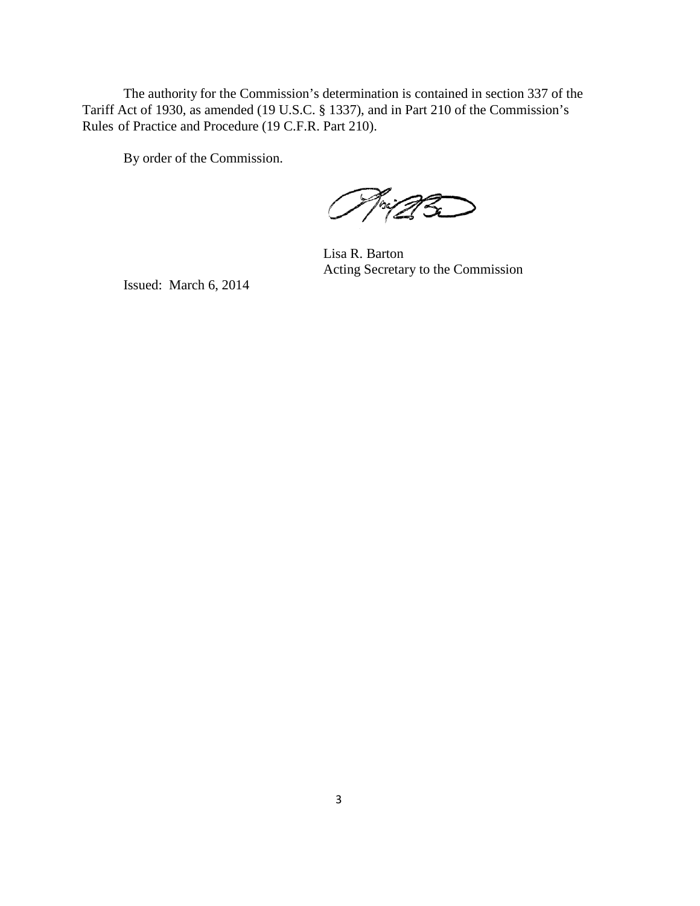The authority for the Commission's determination is contained in section 337 of the Tariff Act of 1930, as amended (19 U.S.C. § 1337), and in Part 210 of the Commission's Rules of Practice and Procedure (19 C.F.R. Part 210).

By order of the Commission.

Lisa R. Barton
Acting Secretary to the Commission

Issued: March 6, 2014